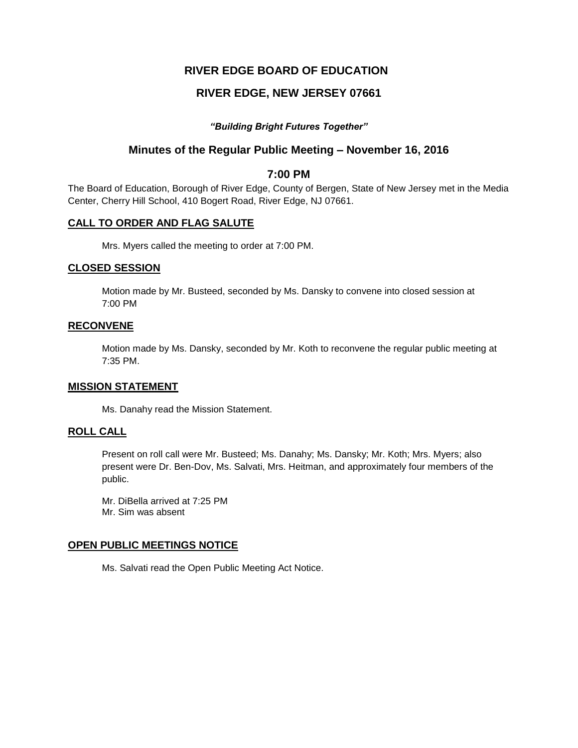# RIVER EDGE BOARD OF EDUCATION

## RIVER EDGE, NEW JERSEY 07661

***"Building Bright Futures Together"***

## Minutes of the Regular Public Meeting – November 16, 2016

## 7:00 PM

The Board of Education, Borough of River Edge, County of Bergen, State of New Jersey met in the Media Center, Cherry Hill School, 410 Bogert Road, River Edge, NJ 07661.

### CALL TO ORDER AND FLAG SALUTE

Mrs. Myers called the meeting to order at 7:00 PM.

### CLOSED SESSION

Motion made by Mr. Busteed, seconded by Ms. Dansky to convene into closed session at 7:00 PM

### RECONVENE

Motion made by Ms. Dansky, seconded by Mr. Koth to reconvene the regular public meeting at 7:35 PM.

### MISSION STATEMENT

Ms. Danahy read the Mission Statement.

### ROLL CALL

Present on roll call were Mr. Busteed; Ms. Danahy; Ms. Dansky; Mr. Koth; Mrs. Myers; also present were Dr. Ben-Dov, Ms. Salvati, Mrs. Heitman, and approximately four members of the public.

Mr. DiBella arrived at 7:25 PM
Mr. Sim was absent

### OPEN PUBLIC MEETINGS NOTICE

Ms. Salvati read the Open Public Meeting Act Notice.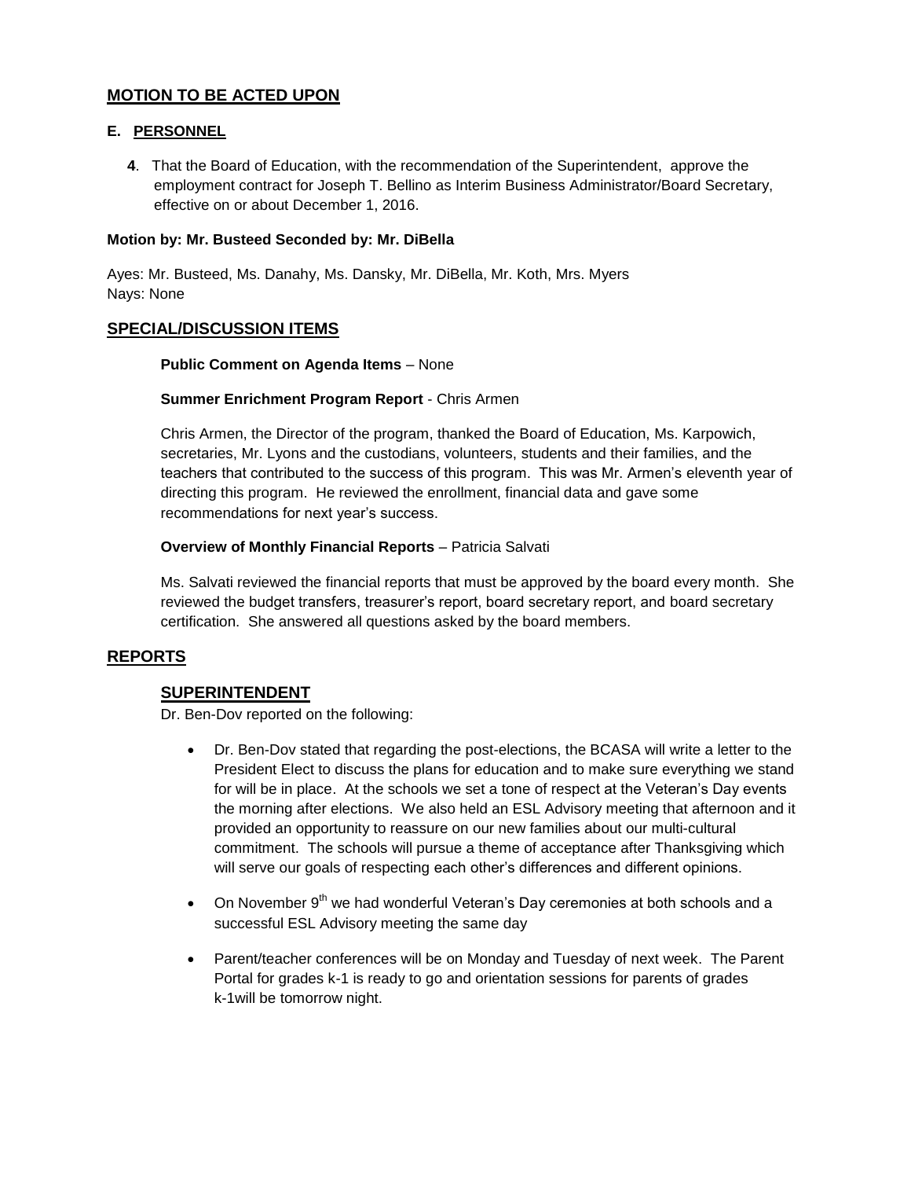## MOTION TO BE ACTED UPON

### E. PERSONNEL

**4**. That the Board of Education, with the recommendation of the Superintendent, approve the employment contract for Joseph T. Bellino as Interim Business Administrator/Board Secretary, effective on or about December 1, 2016.

**Motion by: Mr. Busteed Seconded by: Mr. DiBella**

Ayes: Mr. Busteed, Ms. Danahy, Ms. Dansky, Mr. DiBella, Mr. Koth, Mrs. Myers
Nays: None

## SPECIAL/DISCUSSION ITEMS

**Public Comment on Agenda Items** – None

**Summer Enrichment Program Report** - Chris Armen

Chris Armen, the Director of the program, thanked the Board of Education, Ms. Karpowich, secretaries, Mr. Lyons and the custodians, volunteers, students and their families, and the teachers that contributed to the success of this program. This was Mr. Armen's eleventh year of directing this program. He reviewed the enrollment, financial data and gave some recommendations for next year's success.

**Overview of Monthly Financial Reports** – Patricia Salvati

Ms. Salvati reviewed the financial reports that must be approved by the board every month. She reviewed the budget transfers, treasurer's report, board secretary report, and board secretary certification. She answered all questions asked by the board members.

## REPORTS

### SUPERINTENDENT

Dr. Ben-Dov reported on the following:

- Dr. Ben-Dov stated that regarding the post-elections, the BCASA will write a letter to the President Elect to discuss the plans for education and to make sure everything we stand for will be in place. At the schools we set a tone of respect at the Veteran's Day events the morning after elections. We also held an ESL Advisory meeting that afternoon and it provided an opportunity to reassure on our new families about our multi-cultural commitment. The schools will pursue a theme of acceptance after Thanksgiving which will serve our goals of respecting each other's differences and different opinions.
- On November 9th we had wonderful Veteran's Day ceremonies at both schools and a successful ESL Advisory meeting the same day
- Parent/teacher conferences will be on Monday and Tuesday of next week. The Parent Portal for grades k-1 is ready to go and orientation sessions for parents of grades k-1will be tomorrow night.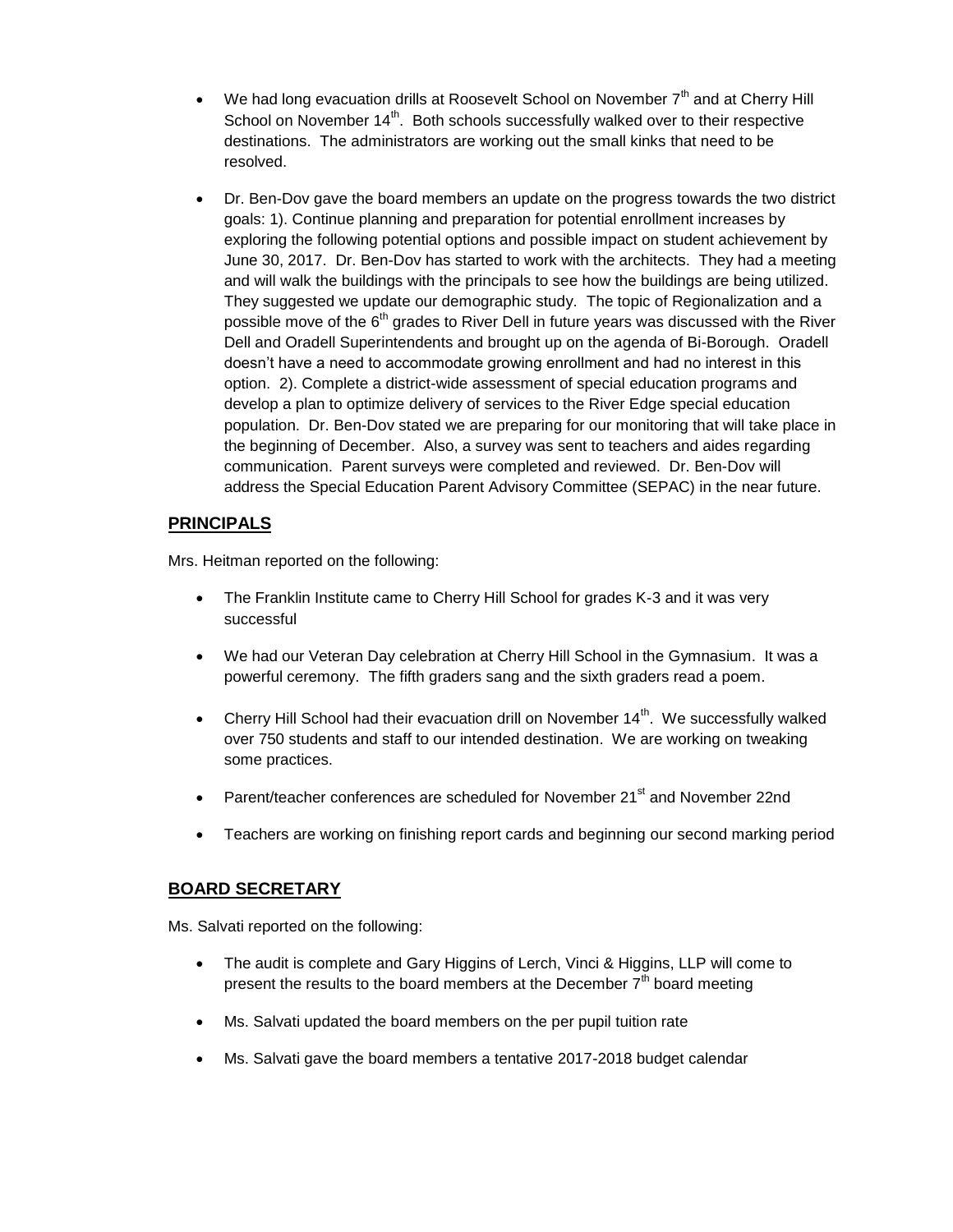- We had long evacuation drills at Roosevelt School on November 7th and at Cherry Hill School on November 14th. Both schools successfully walked over to their respective destinations. The administrators are working out the small kinks that need to be resolved.

- Dr. Ben-Dov gave the board members an update on the progress towards the two district goals: 1). Continue planning and preparation for potential enrollment increases by exploring the following potential options and possible impact on student achievement by June 30, 2017. Dr. Ben-Dov has started to work with the architects. They had a meeting and will walk the buildings with the principals to see how the buildings are being utilized. They suggested we update our demographic study. The topic of Regionalization and a possible move of the 6th grades to River Dell in future years was discussed with the River Dell and Oradell Superintendents and brought up on the agenda of Bi-Borough. Oradell doesn't have a need to accommodate growing enrollment and had no interest in this option. 2). Complete a district-wide assessment of special education programs and develop a plan to optimize delivery of services to the River Edge special education population. Dr. Ben-Dov stated we are preparing for our monitoring that will take place in the beginning of December. Also, a survey was sent to teachers and aides regarding communication. Parent surveys were completed and reviewed. Dr. Ben-Dov will address the Special Education Parent Advisory Committee (SEPAC) in the near future.

## PRINCIPALS

Mrs. Heitman reported on the following:

- The Franklin Institute came to Cherry Hill School for grades K-3 and it was very successful

- We had our Veteran Day celebration at Cherry Hill School in the Gymnasium. It was a powerful ceremony. The fifth graders sang and the sixth graders read a poem.

- Cherry Hill School had their evacuation drill on November 14th. We successfully walked over 750 students and staff to our intended destination. We are working on tweaking some practices.

- Parent/teacher conferences are scheduled for November 21st and November 22nd

- Teachers are working on finishing report cards and beginning our second marking period

## BOARD SECRETARY

Ms. Salvati reported on the following:

- The audit is complete and Gary Higgins of Lerch, Vinci & Higgins, LLP will come to present the results to the board members at the December 7th board meeting

- Ms. Salvati updated the board members on the per pupil tuition rate

- Ms. Salvati gave the board members a tentative 2017-2018 budget calendar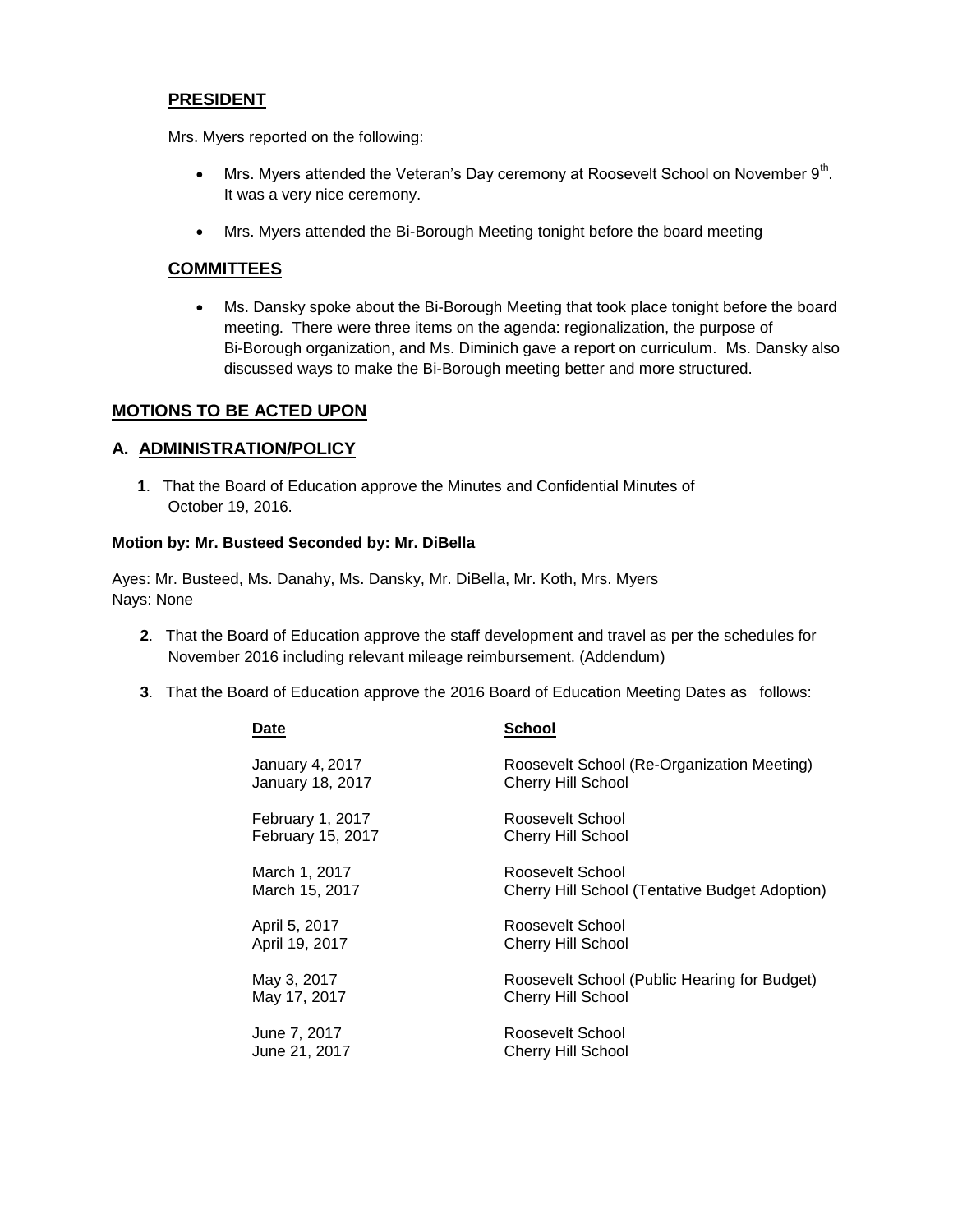## PRESIDENT

Mrs. Myers reported on the following:

- Mrs. Myers attended the Veteran's Day ceremony at Roosevelt School on November 9th. It was a very nice ceremony.
- Mrs. Myers attended the Bi-Borough Meeting tonight before the board meeting

## COMMITTEES

- Ms. Dansky spoke about the Bi-Borough Meeting that took place tonight before the board meeting. There were three items on the agenda: regionalization, the purpose of Bi-Borough organization, and Ms. Diminich gave a report on curriculum. Ms. Dansky also discussed ways to make the Bi-Borough meeting better and more structured.

## MOTIONS TO BE ACTED UPON

## A. ADMINISTRATION/POLICY

**1**. That the Board of Education approve the Minutes and Confidential Minutes of October 19, 2016.

**Motion by: Mr. Busteed Seconded by: Mr. DiBella**

Ayes: Mr. Busteed, Ms. Danahy, Ms. Dansky, Mr. DiBella, Mr. Koth, Mrs. Myers
Nays: None

**2**. That the Board of Education approve the staff development and travel as per the schedules for November 2016 including relevant mileage reimbursement. (Addendum)

**3**. That the Board of Education approve the 2016 Board of Education Meeting Dates as follows:

| Date | School |
|---|---|
| January 4, 2017 | Roosevelt School (Re-Organization Meeting) |
| January 18, 2017 | Cherry Hill School |
| February 1, 2017 | Roosevelt School |
| February 15, 2017 | Cherry Hill School |
| March 1, 2017 | Roosevelt School |
| March 15, 2017 | Cherry Hill School (Tentative Budget Adoption) |
| April 5, 2017 | Roosevelt School |
| April 19, 2017 | Cherry Hill School |
| May 3, 2017 | Roosevelt School (Public Hearing for Budget) |
| May 17, 2017 | Cherry Hill School |
| June 7, 2017 | Roosevelt School |
| June 21, 2017 | Cherry Hill School |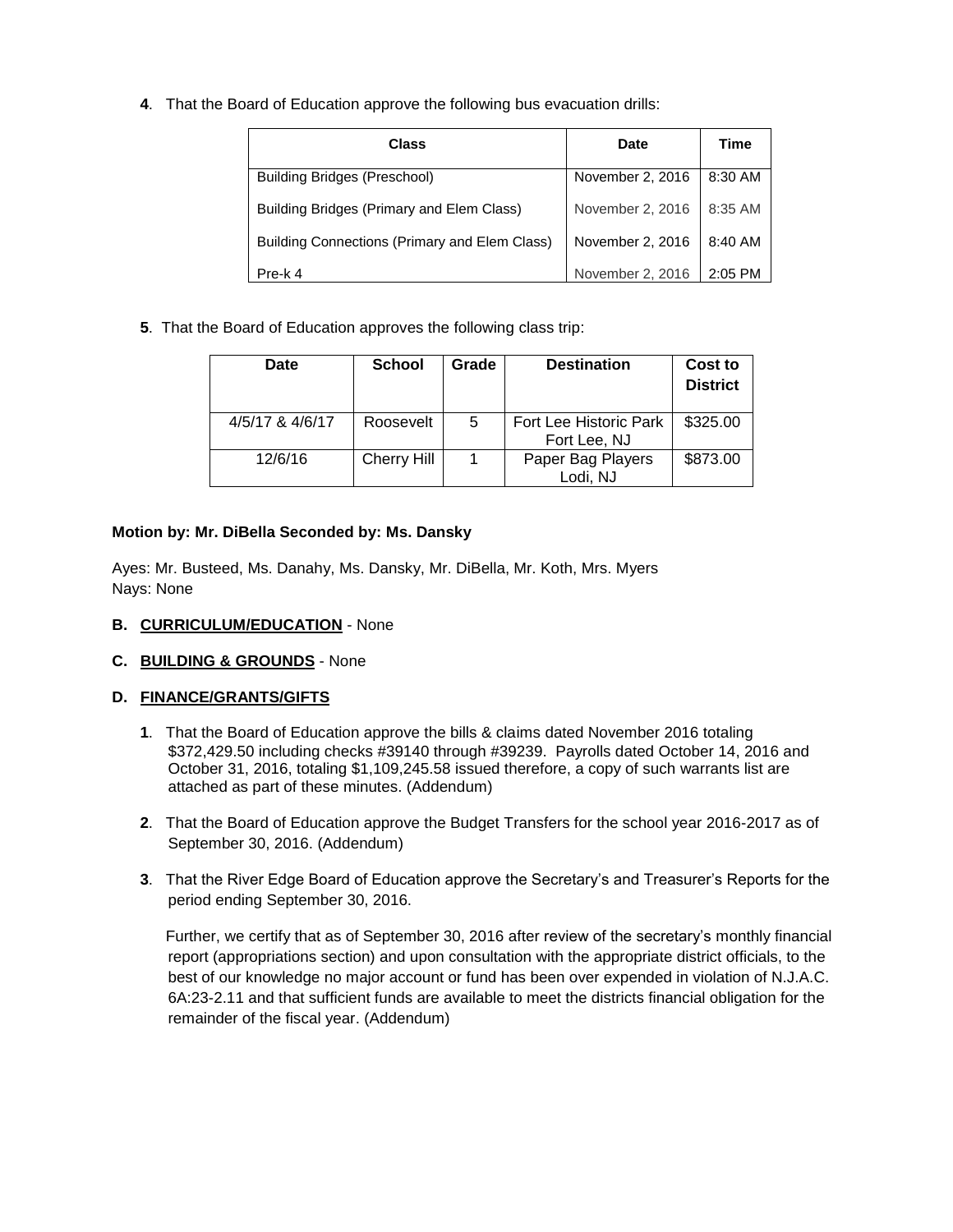**4**. That the Board of Education approve the following bus evacuation drills:

| Class | Date | Time |
|---|---|---|
| Building Bridges (Preschool) | November 2, 2016 | 8:30 AM |
| Building Bridges (Primary and Elem Class) | November 2, 2016 | 8:35 AM |
| Building Connections (Primary and Elem Class) | November 2, 2016 | 8:40 AM |
| Pre-k 4 | November 2, 2016 | 2:05 PM |

**5**. That the Board of Education approves the following class trip:

| Date | School | Grade | Destination | Cost to District |
|---|---|---|---|---|
| 4/5/17 & 4/6/17 | Roosevelt | 5 | Fort Lee Historic Park Fort Lee, NJ | $325.00 |
| 12/6/16 | Cherry Hill | 1 | Paper Bag Players Lodi, NJ | $873.00 |

**Motion by: Mr. DiBella Seconded by: Ms. Dansky**

Ayes: Mr. Busteed, Ms. Danahy, Ms. Dansky, Mr. DiBella, Mr. Koth, Mrs. Myers
Nays: None

**B. CURRICULUM/EDUCATION** - None

**C. BUILDING & GROUNDS** - None

**D. FINANCE/GRANTS/GIFTS**

**1**. That the Board of Education approve the bills & claims dated November 2016 totaling $372,429.50 including checks #39140 through #39239. Payrolls dated October 14, 2016 and October 31, 2016, totaling $1,109,245.58 issued therefore, a copy of such warrants list are attached as part of these minutes. (Addendum)

**2**. That the Board of Education approve the Budget Transfers for the school year 2016-2017 as of September 30, 2016. (Addendum)

**3**. That the River Edge Board of Education approve the Secretary's and Treasurer's Reports for the period ending September 30, 2016.

Further, we certify that as of September 30, 2016 after review of the secretary's monthly financial report (appropriations section) and upon consultation with the appropriate district officials, to the best of our knowledge no major account or fund has been over expended in violation of N.J.A.C. 6A:23-2.11 and that sufficient funds are available to meet the districts financial obligation for the remainder of the fiscal year. (Addendum)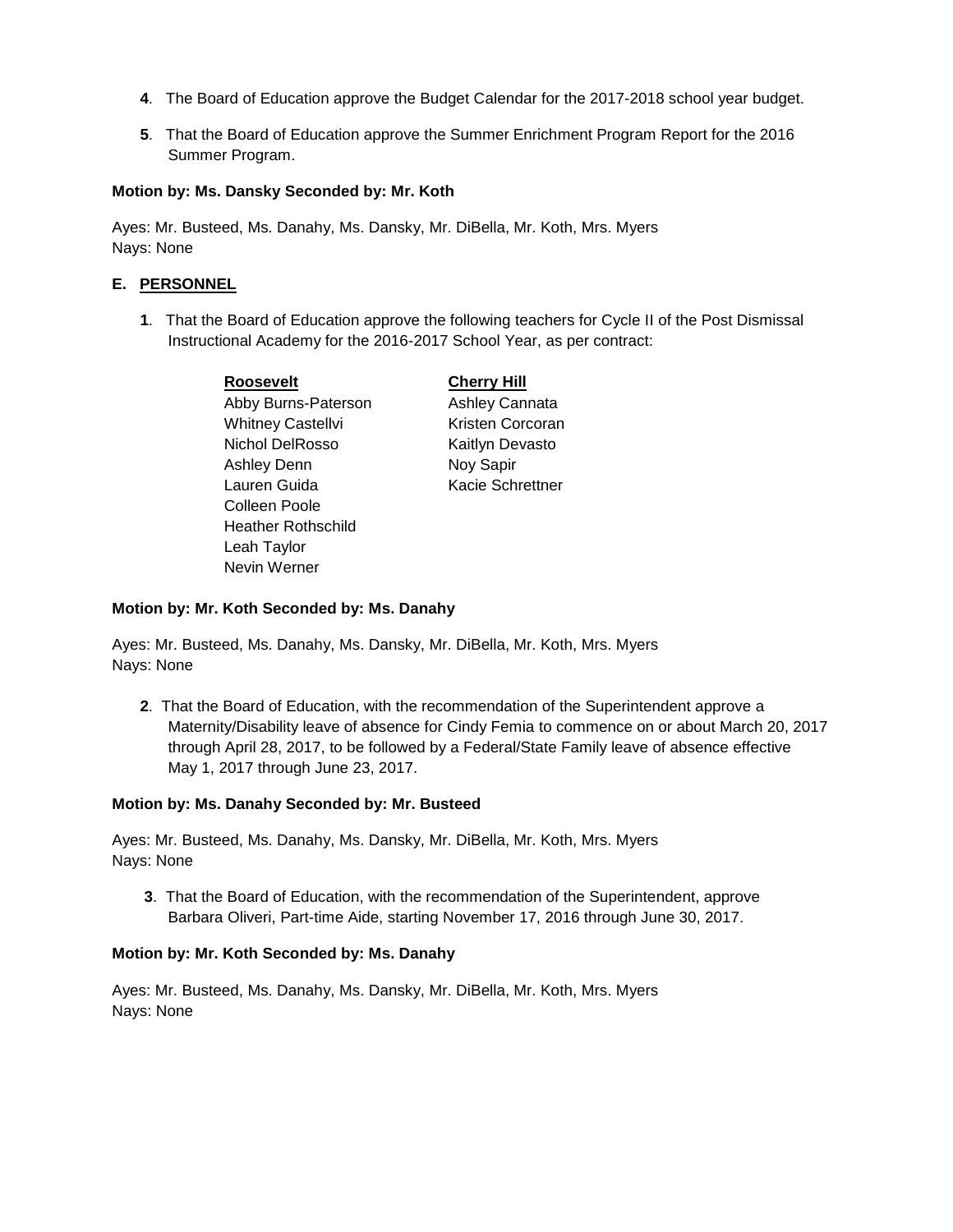**4**. The Board of Education approve the Budget Calendar for the 2017-2018 school year budget.

**5**. That the Board of Education approve the Summer Enrichment Program Report for the 2016 Summer Program.

**Motion by: Ms. Dansky Seconded by: Mr. Koth**

Ayes: Mr. Busteed, Ms. Danahy, Ms. Dansky, Mr. DiBella, Mr. Koth, Mrs. Myers
Nays: None

### E. PERSONNEL

**1**. That the Board of Education approve the following teachers for Cycle II of the Post Dismissal Instructional Academy for the 2016-2017 School Year, as per contract:

| Roosevelt | Cherry Hill |
| --- | --- |
| Abby Burns-Paterson | Ashley Cannata |
| Whitney Castellvi | Kristen Corcoran |
| Nichol DelRosso | Kaitlyn Devasto |
| Ashley Denn | Noy Sapir |
| Lauren Guida | Kacie Schrettner |
| Colleen Poole | |
| Heather Rothschild | |
| Leah Taylor | |
| Nevin Werner | |

**Motion by: Mr. Koth Seconded by: Ms. Danahy**

Ayes: Mr. Busteed, Ms. Danahy, Ms. Dansky, Mr. DiBella, Mr. Koth, Mrs. Myers
Nays: None

**2**. That the Board of Education, with the recommendation of the Superintendent approve a Maternity/Disability leave of absence for Cindy Femia to commence on or about March 20, 2017 through April 28, 2017, to be followed by a Federal/State Family leave of absence effective May 1, 2017 through June 23, 2017.

**Motion by: Ms. Danahy Seconded by: Mr. Busteed**

Ayes: Mr. Busteed, Ms. Danahy, Ms. Dansky, Mr. DiBella, Mr. Koth, Mrs. Myers
Nays: None

**3**. That the Board of Education, with the recommendation of the Superintendent, approve Barbara Oliveri, Part-time Aide, starting November 17, 2016 through June 30, 2017.

**Motion by: Mr. Koth Seconded by: Ms. Danahy**

Ayes: Mr. Busteed, Ms. Danahy, Ms. Dansky, Mr. DiBella, Mr. Koth, Mrs. Myers
Nays: None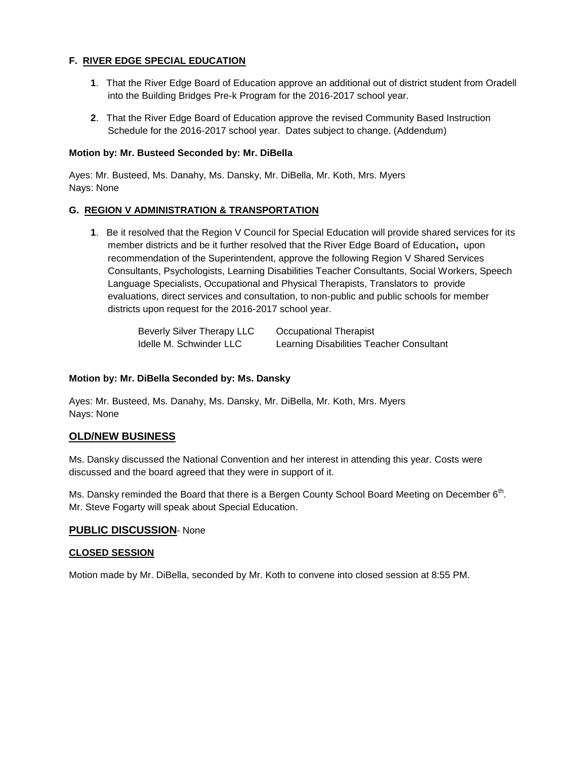**F. RIVER EDGE SPECIAL EDUCATION**

1. That the River Edge Board of Education approve an additional out of district student from Oradell into the Building Bridges Pre-k Program for the 2016-2017 school year.

2. That the River Edge Board of Education approve the revised Community Based Instruction Schedule for the 2016-2017 school year. Dates subject to change. (Addendum)

**Motion by: Mr. Busteed Seconded by: Mr. DiBella**

Ayes: Mr. Busteed, Ms. Danahy, Ms. Dansky, Mr. DiBella, Mr. Koth, Mrs. Myers
Nays: None

**G. REGION V ADMINISTRATION & TRANSPORTATION**

1. Be it resolved that the Region V Council for Special Education will provide shared services for its member districts and be it further resolved that the River Edge Board of Education**,** upon recommendation of the Superintendent, approve the following Region V Shared Services Consultants, Psychologists, Learning Disabilities Teacher Consultants, Social Workers, Speech Language Specialists, Occupational and Physical Therapists, Translators to provide evaluations, direct services and consultation, to non-public and public schools for member districts upon request for the 2016-2017 school year.

| | |
|---|---|
| Beverly Silver Therapy LLC | Occupational Therapist |
| Idelle M. Schwinder LLC | Learning Disabilities Teacher Consultant |

**Motion by: Mr. DiBella Seconded by: Ms. Dansky**

Ayes: Mr. Busteed, Ms. Danahy, Ms. Dansky, Mr. DiBella, Mr. Koth, Mrs. Myers
Nays: None

## OLD/NEW BUSINESS

Ms. Dansky discussed the National Convention and her interest in attending this year. Costs were discussed and the board agreed that they were in support of it.

Ms. Dansky reminded the Board that there is a Bergen County School Board Meeting on December 6th. Mr. Steve Fogarty will speak about Special Education.

## PUBLIC DISCUSSION- None

**CLOSED SESSION**

Motion made by Mr. DiBella, seconded by Mr. Koth to convene into closed session at 8:55 PM.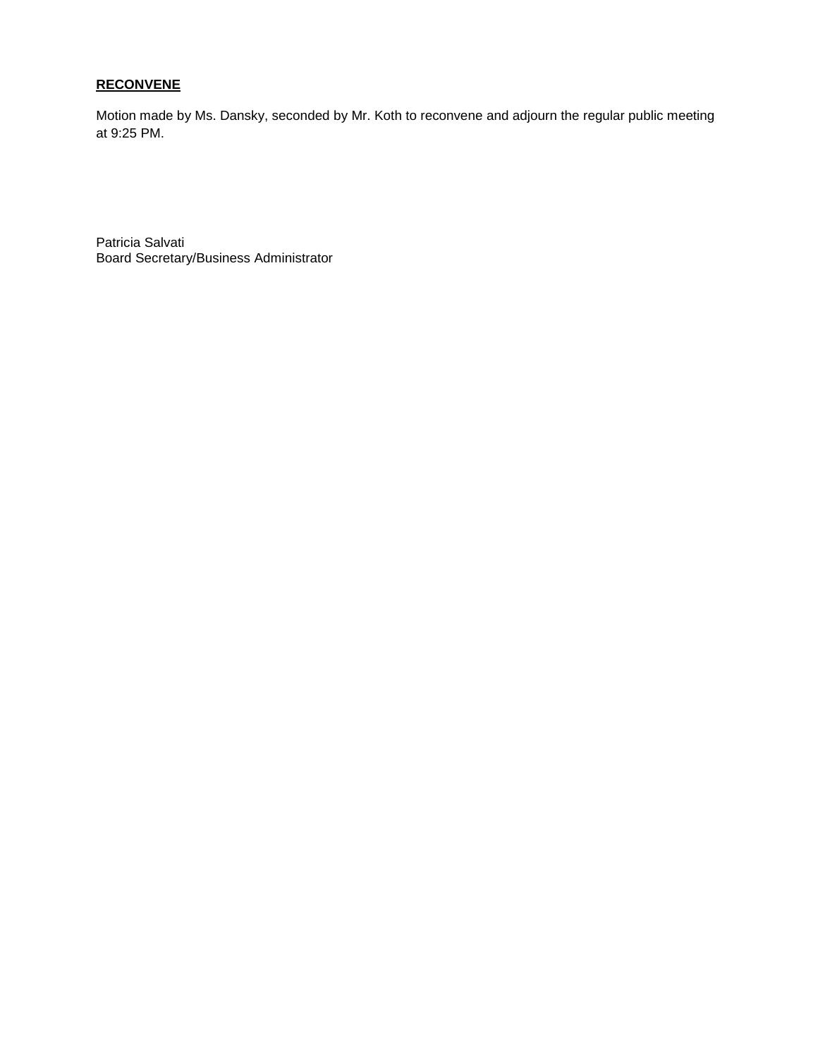**RECONVENE**

Motion made by Ms. Dansky, seconded by Mr. Koth to reconvene and adjourn the regular public meeting at 9:25 PM.

Patricia Salvati
Board Secretary/Business Administrator